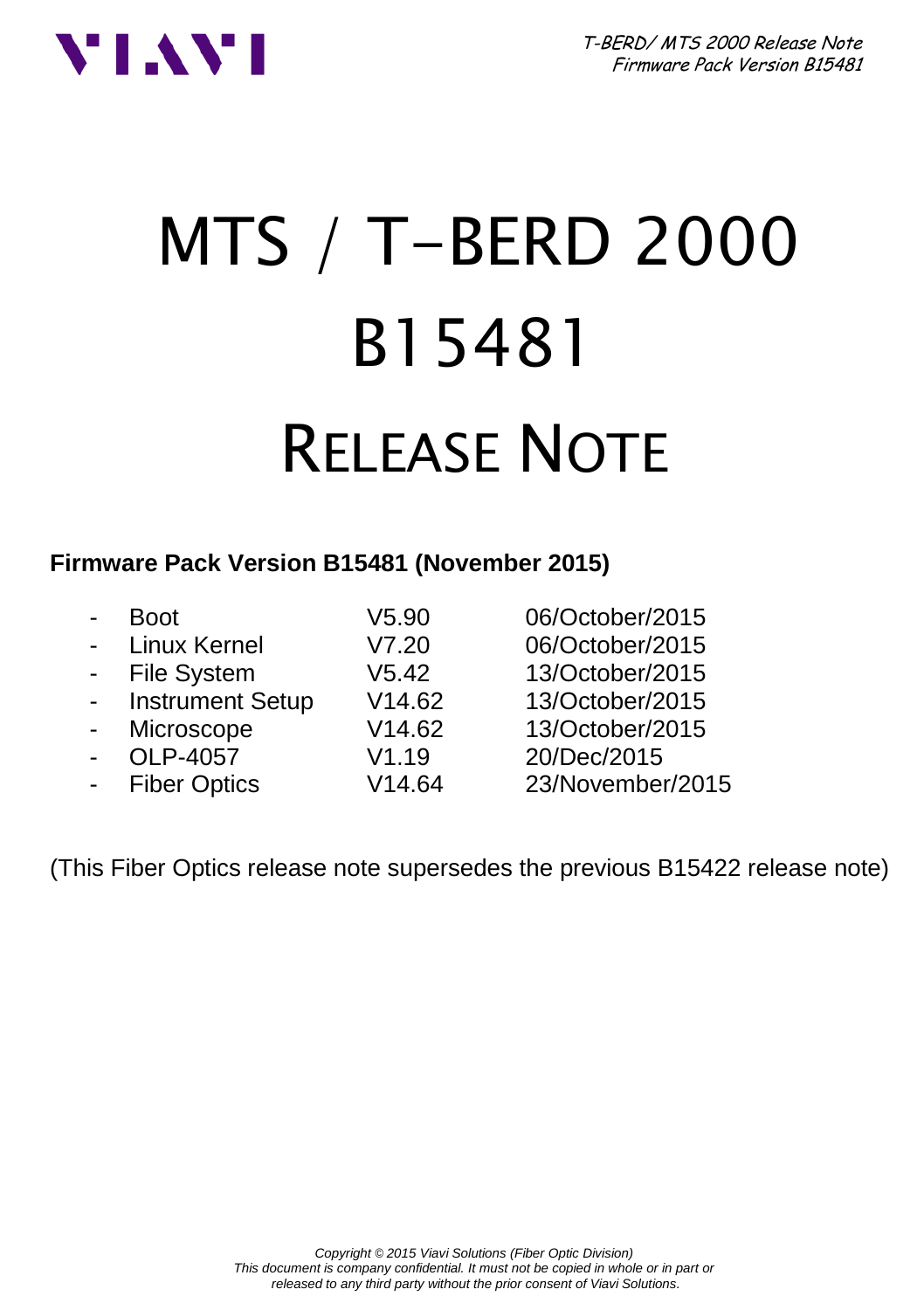# MTS / T-BERD 2000

# B15481

# RELEASE NOTE

**Firmware Pack Version B15481 (November 2015)**

| | | |
|---|---|---|
| - Boot | V5.90 | 06/October/2015 |
| - Linux Kernel | V7.20 | 06/October/2015 |
| - File System | V5.42 | 13/October/2015 |
| - Instrument Setup | V14.62 | 13/October/2015 |
| - Microscope | V14.62 | 13/October/2015 |
| - OLP-4057 | V1.19 | 20/Dec/2015 |
| - Fiber Optics | V14.64 | 23/November/2015 |

(This Fiber Optics release note supersedes the previous B15422 release note)

*Copyright © 2015 Viavi Solutions (Fiber Optic Division)*
*This document is company confidential. It must not be copied in whole or in part or released to any third party without the prior consent of Viavi Solutions.*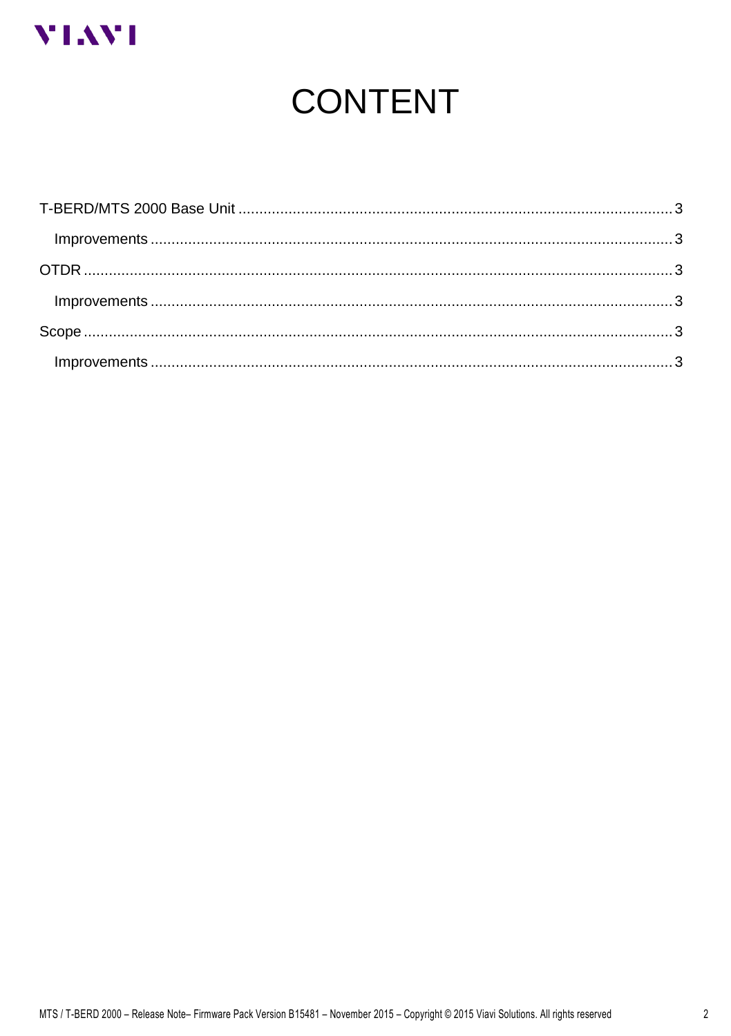# CONTENT

T-BERD/MTS 2000 Base Unit ........................................................................................................ 3

Improvements ........................................................................................................................... 3

OTDR ........................................................................................................................................... 3

Improvements ........................................................................................................................... 3

Scope ........................................................................................................................................... 3

Improvements ........................................................................................................................... 3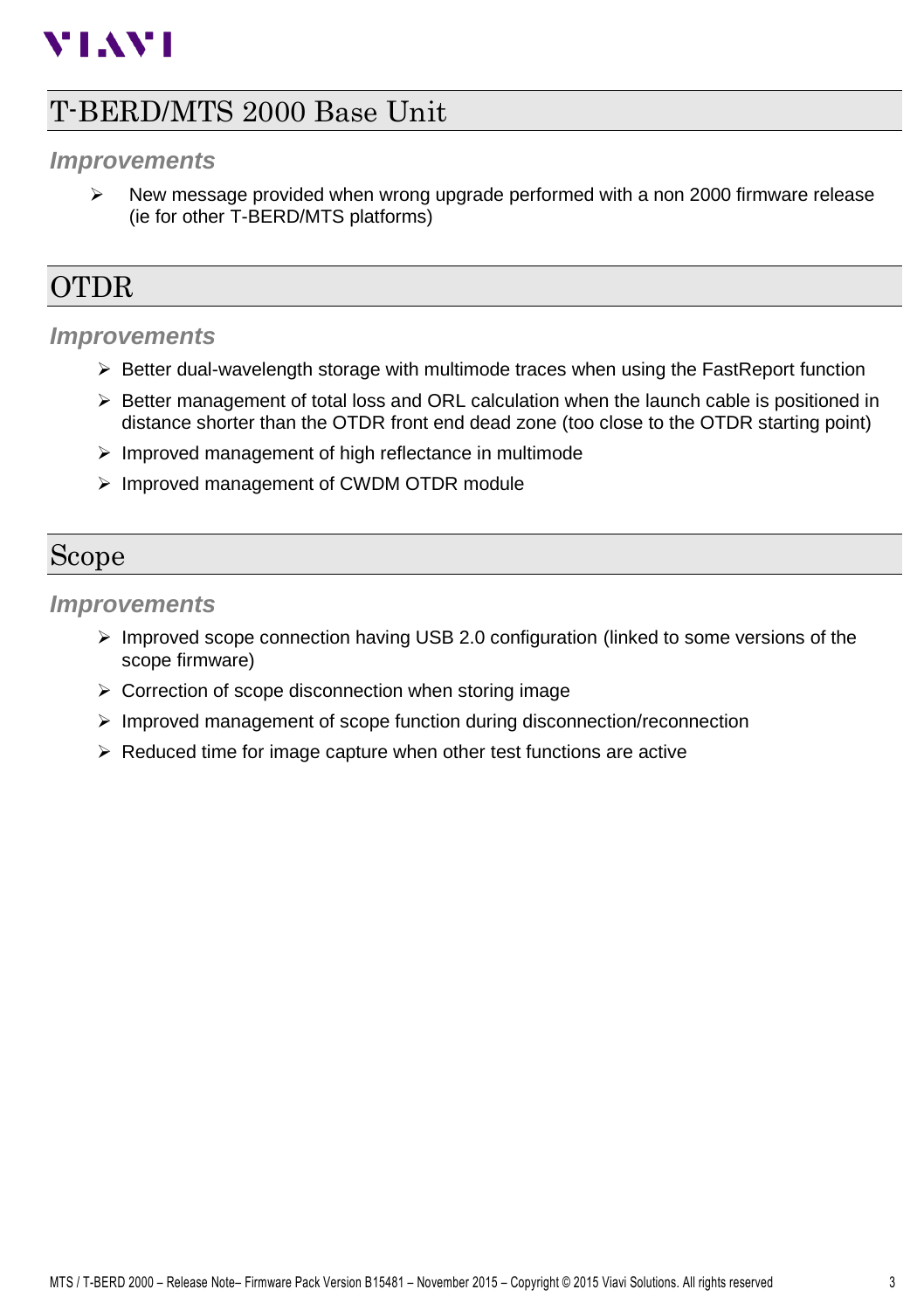## T-BERD/MTS 2000 Base Unit

### *Improvements*

- New message provided when wrong upgrade performed with a non 2000 firmware release (ie for other T-BERD/MTS platforms)

## OTDR

### *Improvements*

- Better dual-wavelength storage with multimode traces when using the FastReport function
- Better management of total loss and ORL calculation when the launch cable is positioned in distance shorter than the OTDR front end dead zone (too close to the OTDR starting point)
- Improved management of high reflectance in multimode
- Improved management of CWDM OTDR module

## Scope

### *Improvements*

- Improved scope connection having USB 2.0 configuration (linked to some versions of the scope firmware)
- Correction of scope disconnection when storing image
- Improved management of scope function during disconnection/reconnection
- Reduced time for image capture when other test functions are active